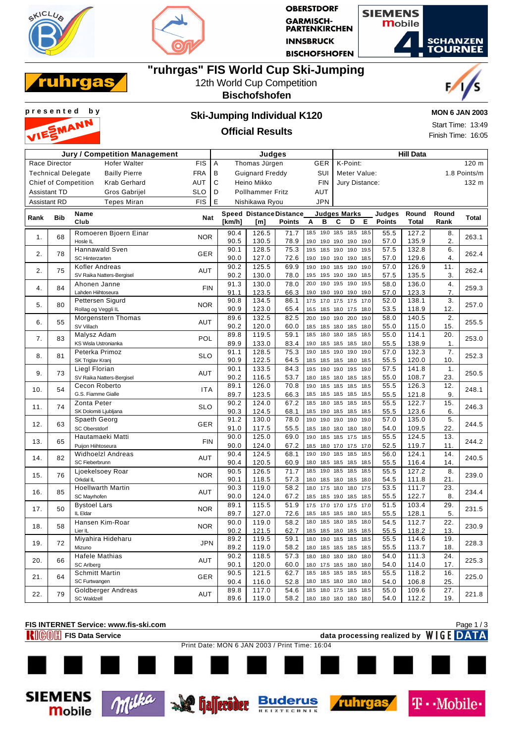# "ruhrgas" FIS World Cup Ski-Jumping

12th World Cup Competition

**Bischofshofen**

presented by VIESSMANN

## Ski-Jumping Individual K120

## Official Results

**MON 6 JAN 2003**

Start Time: 13:49

Finish Time: 16:05

| Jury / Competition Management | | | Judges | | | Hill Data | |
|---|---|---|---|---|---|---|---|
| Race Director | Hofer Walter | FIS | A | Thomas Jürgen | GER | K-Point: | 120 m |
| Technical Delegate | Bailly Pierre | FRA | B | Guignard Freddy | SUI | Meter Value: | 1.8 Points/m |
| Chief of Competition | Krab Gerhard | AUT | C | Heino Mikko | FIN | Jury Distance: | 132 m |
| Assistant TD | Gros Gabrijel | SLO | D | Pollhammer Fritz | AUT | | |
| Assistant RD | Tepes Miran | FIS | E | Nishikawa Ryou | JPN | | |

| Rank | Bib | Name / Club | Nat | Speed [km/h] | Distance [m] | Distance Points | A | B | C | D | E | Judges Points | Round Total | Round Rank | Total |
|---|---|---|---|---|---|---|---|---|---|---|---|---|---|---|---|
| 1. | 68 | Romoeren Bjoern Einar | NOR | 90.4 | 126.5 | 71.7 | 18.5 | 19.0 | 18.5 | 18.5 | 18.5 | 55.5 | 127.2 | 8. | 263.1 |
| | | Hosle IL | | 90.5 | 130.5 | 78.9 | 19.0 | 19.0 | 19.0 | 19.0 | 19.0 | 57.0 | 135.9 | 2. | |
| 2. | 78 | Hannawald Sven | GER | 90.1 | 128.5 | 75.3 | 19.5 | 18.5 | 19.0 | 19.0 | 19.5 | 57.5 | 132.8 | 6. | 262.4 |
| | | SC Hinterzarten | | 90.0 | 127.0 | 72.6 | 19.0 | 19.0 | 19.0 | 19.0 | 18.5 | 57.0 | 129.6 | 4. | |
| 2. | 75 | Kofler Andreas | AUT | 90.2 | 125.5 | 69.9 | 19.0 | 19.0 | 18.5 | 19.0 | 19.0 | 57.0 | 126.9 | 11. | 262.4 |
| | | SV Raika Natters-Bergisel | | 90.2 | 130.0 | 78.0 | 19.5 | 19.5 | 19.0 | 19.0 | 18.5 | 57.5 | 135.5 | 3. | |
| 4. | 84 | Ahonen Janne | FIN | 91.3 | 130.0 | 78.0 | 20.0 | 19.0 | 19.5 | 19.0 | 19.5 | 58.0 | 136.0 | 4. | 259.3 |
| | | Lahden Hiihtoseura | | 91.1 | 123.5 | 66.3 | 19.0 | 19.0 | 19.0 | 19.0 | 19.0 | 57.0 | 123.3 | 7. | |
| 5. | 80 | Pettersen Sigurd | NOR | 90.8 | 134.5 | 86.1 | 17.5 | 17.0 | 17.5 | 17.5 | 17.0 | 52.0 | 138.1 | 3. | 257.0 |
| | | Rollag og Veggli IL | | 90.9 | 123.0 | 65.4 | 16.5 | 18.5 | 18.0 | 17.5 | 18.0 | 53.5 | 118.9 | 12. | |
| 6. | 55 | Morgenstern Thomas | AUT | 89.6 | 132.5 | 82.5 | 20.0 | 19.0 | 19.0 | 20.0 | 19.0 | 58.0 | 140.5 | 2. | 255.5 |
| | | SV Villach | | 90.2 | 120.0 | 60.0 | 18.5 | 18.5 | 18.0 | 18.5 | 18.0 | 55.0 | 115.0 | 15. | |
| 7. | 83 | Malysz Adam | POL | 89.8 | 119.5 | 59.1 | 18.5 | 18.0 | 18.0 | 18.5 | 18.5 | 55.0 | 114.1 | 20. | 253.0 |
| | | KS Wisla Ustronianka | | 89.9 | 133.0 | 83.4 | 19.0 | 18.5 | 18.5 | 18.5 | 18.0 | 55.5 | 138.9 | 1. | |
| 8. | 81 | Peterka Primoz | SLO | 91.1 | 128.5 | 75.3 | 19.0 | 18.5 | 19.0 | 19.0 | 19.0 | 57.0 | 132.3 | 7. | 252.3 |
| | | SK Triglav Kranj | | 90.9 | 122.5 | 64.5 | 18.5 | 18.5 | 18.5 | 18.0 | 18.5 | 55.5 | 120.0 | 10. | |
| 9. | 73 | Liegl Florian | AUT | 90.1 | 133.5 | 84.3 | 19.5 | 19.0 | 19.0 | 19.5 | 19.0 | 57.5 | 141.8 | 1. | 250.5 |
| | | SV Raika Natters-Bergisel | | 90.2 | 116.5 | 53.7 | 18.0 | 18.5 | 18.0 | 18.5 | 18.5 | 55.0 | 108.7 | 23. | |
| 10. | 54 | Cecon Roberto | ITA | 89.1 | 126.0 | 70.8 | 19.0 | 18.5 | 18.5 | 18.5 | 18.5 | 55.5 | 126.3 | 12. | 248.1 |
| | | G.S. Fiamme Gialle | | 89.7 | 123.5 | 66.3 | 18.5 | 18.5 | 18.5 | 18.5 | 18.5 | 55.5 | 121.8 | 9. | |
| 11. | 74 | Zonta Peter | SLO | 90.2 | 124.0 | 67.2 | 18.5 | 18.0 | 18.5 | 18.5 | 18.5 | 55.5 | 122.7 | 15. | 246.3 |
| | | SK Dolomiti Ljubljana | | 90.3 | 124.5 | 68.1 | 18.5 | 19.0 | 18.5 | 18.5 | 18.5 | 55.5 | 123.6 | 6. | |
| 12. | 63 | Spaeth Georg | GER | 91.2 | 130.0 | 78.0 | 19.0 | 19.0 | 19.0 | 19.0 | 19.0 | 57.0 | 135.0 | 5. | 244.5 |
| | | SC Oberstdorf | | 91.0 | 117.5 | 55.5 | 18.5 | 18.0 | 18.0 | 18.0 | 18.0 | 54.0 | 109.5 | 22. | |
| 13. | 65 | Hautamaeki Matti | FIN | 90.0 | 125.0 | 69.0 | 19.0 | 18.5 | 18.5 | 17.5 | 18.5 | 55.5 | 124.5 | 13. | 244.2 |
| | | Puijon Hiihtoseura | | 90.0 | 124.0 | 67.2 | 18.5 | 18.0 | 17.0 | 17.5 | 17.0 | 52.5 | 119.7 | 11. | |
| 14. | 82 | Widhoelzl Andreas | AUT | 90.4 | 124.5 | 68.1 | 19.0 | 19.0 | 18.5 | 18.5 | 18.5 | 56.0 | 124.1 | 14. | 240.5 |
| | | SC Fieberbrunn | | 90.4 | 120.5 | 60.9 | 18.0 | 18.5 | 18.5 | 18.5 | 18.5 | 55.5 | 116.4 | 14. | |
| 15. | 76 | Ljoekelsoey Roar | NOR | 90.5 | 126.5 | 71.7 | 18.5 | 19.0 | 18.5 | 18.5 | 18.5 | 55.5 | 127.2 | 8. | 239.0 |
| | | Orkdal IL | | 90.1 | 118.5 | 57.3 | 18.0 | 18.5 | 18.0 | 18.5 | 18.0 | 54.5 | 111.8 | 21. | |
| 16. | 85 | Hoellwarth Martin | AUT | 90.3 | 119.0 | 58.2 | 18.0 | 17.5 | 18.0 | 18.0 | 17.5 | 53.5 | 111.7 | 23. | 234.4 |
| | | SC Mayrhofen | | 90.0 | 124.0 | 67.2 | 18.5 | 18.5 | 19.0 | 18.5 | 18.5 | 55.5 | 122.7 | 8. | |
| 17. | 50 | Bystoel Lars | NOR | 89.1 | 115.5 | 51.9 | 17.5 | 17.0 | 17.0 | 17.5 | 17.0 | 51.5 | 103.4 | 29. | 231.5 |
| | | IL Eldar | | 89.7 | 127.0 | 72.6 | 18.5 | 18.5 | 18.0 | 18.5 | 18.5 | 55.5 | 128.1 | 5. | |
| 18. | 58 | Hansen Kim-Roar | NOR | 90.0 | 119.0 | 58.2 | 18.0 | 18.5 | 18.0 | 18.5 | 18.0 | 54.5 | 112.7 | 22. | 230.9 |
| | | Lier IL | | 90.2 | 121.5 | 62.7 | 18.5 | 18.5 | 18.5 | 18.5 | 18.5 | 55.5 | 118.2 | 13. | |
| 19. | 72 | Miyahira Hideharu | JPN | 89.2 | 119.5 | 59.1 | 18.0 | 19.0 | 18.5 | 18.5 | 18.5 | 55.5 | 114.6 | 19. | 228.3 |
| | | Mizuno | | 89.2 | 119.0 | 58.2 | 18.0 | 18.5 | 18.5 | 18.5 | 18.5 | 55.5 | 113.7 | 18. | |
| 20. | 66 | Hafele Mathias | AUT | 90.2 | 118.5 | 57.3 | 18.0 | 18.0 | 18.0 | 18.0 | 18.0 | 54.0 | 111.3 | 24. | 225.3 |
| | | SC Arlberg | | 90.1 | 120.0 | 60.0 | 18.0 | 17.5 | 18.5 | 18.0 | 18.0 | 54.0 | 114.0 | 17. | |
| 21. | 64 | Schmitt Martin | GER | 90.5 | 121.5 | 62.7 | 18.5 | 18.5 | 18.5 | 18.5 | 18.5 | 55.5 | 118.2 | 16. | 225.0 |
| | | SC Furtwangen | | 90.4 | 116.0 | 52.8 | 18.0 | 18.5 | 18.0 | 18.0 | 18.0 | 54.0 | 106.8 | 25. | |
| 22. | 79 | Goldberger Andreas | AUT | 89.8 | 117.0 | 54.6 | 18.5 | 18.0 | 17.5 | 18.5 | 18.5 | 55.0 | 109.6 | 27. | 221.8 |
| | | SC Waldzell | | 89.6 | 119.0 | 58.2 | 18.0 | 18.0 | 18.0 | 18.0 | 18.0 | 54.0 | 112.2 | 19. | |

FIS INTERNET Service: www.fis-ski.com

RICOH FIS Data Service — data processing realized by WIGE DATA

Print Date: MON 6 JAN 2003 / Print Time: 16:04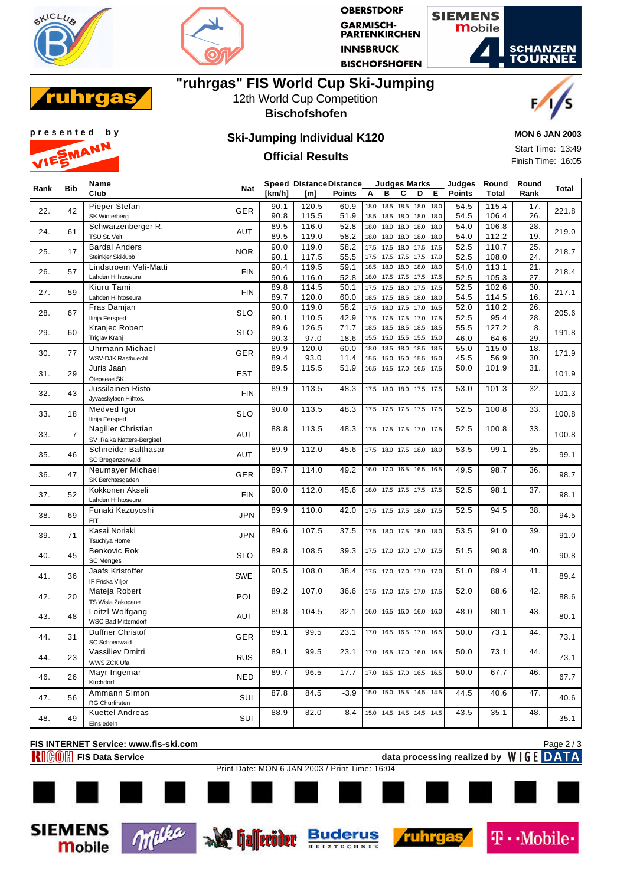# "ruhrgas" FIS World Cup Ski-Jumping

12th World Cup Competition

**Bischofshofen**

presented by VIESSMANN

## Ski-Jumping Individual K120

### Official Results

**MON 6 JAN 2003**

Start Time: 13:49

Finish Time: 16:05

| Rank | Bib | Name / Club | Nat | Speed [km/h] | Distance [m] | Distance Points | A | B | C | D | E | Judges Points | Round Total | Round Rank | Total |
|---|---|---|---|---|---|---|---|---|---|---|---|---|---|---|---|
| 22. | 42 | Pieper Stefan / SK Winterberg | GER | 90.1 | 120.5 | 60.9 | 18.0 | 18.5 | 18.5 | 18.0 | 18.0 | 54.5 | 115.4 | 17. | 221.8 |
| | | | | 90.8 | 115.5 | 51.9 | 18.5 | 18.5 | 18.0 | 18.0 | 18.0 | 54.5 | 106.4 | 26. | |
| 24. | 61 | Schwarzenberger R. / TSU St. Veit | AUT | 89.5 | 116.0 | 52.8 | 18.0 | 18.0 | 18.0 | 18.0 | 18.0 | 54.0 | 106.8 | 28. | 219.0 |
| | | | | 89.5 | 119.0 | 58.2 | 18.0 | 18.0 | 18.0 | 18.0 | 18.0 | 54.0 | 112.2 | 19. | |
| 25. | 17 | Bardal Anders / Steinkjer Skiklubb | NOR | 90.0 | 119.0 | 58.2 | 17.5 | 17.5 | 18.0 | 17.5 | 17.5 | 52.5 | 110.7 | 25. | 218.7 |
| | | | | 90.1 | 117.5 | 55.5 | 17.5 | 17.5 | 17.5 | 17.5 | 17.0 | 52.5 | 108.0 | 24. | |
| 26. | 57 | Lindstroem Veli-Matti / Lahden Hiihtoseura | FIN | 90.4 | 119.5 | 59.1 | 18.5 | 18.0 | 18.0 | 18.0 | 18.0 | 54.0 | 113.1 | 21. | 218.4 |
| | | | | 90.6 | 116.0 | 52.8 | 18.0 | 17.5 | 17.5 | 17.5 | 17.5 | 52.5 | 105.3 | 27. | |
| 27. | 59 | Kiuru Tami / Lahden Hiihtoseura | FIN | 89.8 | 114.5 | 50.1 | 17.5 | 17.5 | 18.0 | 17.5 | 17.5 | 52.5 | 102.6 | 30. | 217.1 |
| | | | | 89.7 | 120.0 | 60.0 | 18.5 | 17.5 | 18.5 | 18.0 | 18.0 | 54.5 | 114.5 | 16. | |
| 28. | 67 | Fras Damjan / Ilirija Fersped | SLO | 90.0 | 119.0 | 58.2 | 17.5 | 18.0 | 17.5 | 17.0 | 16.5 | 52.0 | 110.2 | 26. | 205.6 |
| | | | | 90.1 | 110.5 | 42.9 | 17.5 | 17.5 | 17.5 | 17.0 | 17.5 | 52.5 | 95.4 | 28. | |
| 29. | 60 | Kranjec Robert / Triglav Kranj | SLO | 89.6 | 126.5 | 71.7 | 18.5 | 18.5 | 18.5 | 18.5 | 18.5 | 55.5 | 127.2 | 8. | 191.8 |
| | | | | 90.3 | 97.0 | 18.6 | 15.5 | 15.0 | 15.5 | 15.5 | 15.0 | 46.0 | 64.6 | 29. | |
| 30. | 77 | Uhrmann Michael / WSV-DJK Rastbuechl | GER | 89.9 | 120.0 | 60.0 | 18.0 | 18.5 | 18.0 | 18.5 | 18.5 | 55.0 | 115.0 | 18. | 171.9 |
| | | | | 89.4 | 93.0 | 11.4 | 15.5 | 15.0 | 15.0 | 15.5 | 15.0 | 45.5 | 56.9 | 30. | |
| 31. | 29 | Juris Jaan / Otepaeae SK | EST | 89.5 | 115.5 | 51.9 | 16.5 | 16.5 | 17.0 | 16.5 | 17.5 | 50.0 | 101.9 | 31. | 101.9 |
| 32. | 43 | Jussilainen Risto / Jyvaeskylaen Hiihtos. | FIN | 89.9 | 113.5 | 48.3 | 17.5 | 18.0 | 18.0 | 17.5 | 17.5 | 53.0 | 101.3 | 32. | 101.3 |
| 33. | 18 | Medved Igor / Ilirija Fersped | SLO | 90.0 | 113.5 | 48.3 | 17.5 | 17.5 | 17.5 | 17.5 | 17.5 | 52.5 | 100.8 | 33. | 100.8 |
| 33. | 7 | Nagiller Christian / SV Raika Natters-Bergisel | AUT | 88.8 | 113.5 | 48.3 | 17.5 | 17.5 | 17.5 | 17.0 | 17.5 | 52.5 | 100.8 | 33. | 100.8 |
| 35. | 46 | Schneider Balthasar / SC Bregenzerwald | AUT | 89.9 | 112.0 | 45.6 | 17.5 | 18.0 | 17.5 | 18.0 | 18.0 | 53.5 | 99.1 | 35. | 99.1 |
| 36. | 47 | Neumayer Michael / SK Berchtesgaden | GER | 89.7 | 114.0 | 49.2 | 16.0 | 17.0 | 16.5 | 16.5 | 16.5 | 49.5 | 98.7 | 36. | 98.7 |
| 37. | 52 | Kokkonen Akseli / Lahden Hiihtoseura | FIN | 90.0 | 112.0 | 45.6 | 18.0 | 17.5 | 17.5 | 17.5 | 17.5 | 52.5 | 98.1 | 37. | 98.1 |
| 38. | 69 | Funaki Kazuyoshi / FIT | JPN | 89.9 | 110.0 | 42.0 | 17.5 | 17.5 | 17.5 | 18.0 | 17.5 | 52.5 | 94.5 | 38. | 94.5 |
| 39. | 71 | Kasai Noriaki / Tsuchiya Home | JPN | 89.6 | 107.5 | 37.5 | 17.5 | 18.0 | 17.5 | 18.0 | 18.0 | 53.5 | 91.0 | 39. | 91.0 |
| 40. | 45 | Benkovic Rok / SC Menges | SLO | 89.8 | 108.5 | 39.3 | 17.5 | 17.0 | 17.0 | 17.0 | 17.5 | 51.5 | 90.8 | 40. | 90.8 |
| 41. | 36 | Jaafs Kristoffer / IF Friska Viljor | SWE | 90.5 | 108.0 | 38.4 | 17.5 | 17.0 | 17.0 | 17.0 | 17.0 | 51.0 | 89.4 | 41. | 89.4 |
| 42. | 20 | Mateja Robert / TS Wisla Zakopane | POL | 89.2 | 107.0 | 36.6 | 17.5 | 17.0 | 17.5 | 17.0 | 17.5 | 52.0 | 88.6 | 42. | 88.6 |
| 43. | 48 | Loitzl Wolfgang / WSC Bad Mitterndorf | AUT | 89.8 | 104.5 | 32.1 | 16.0 | 16.5 | 16.0 | 16.0 | 16.0 | 48.0 | 80.1 | 43. | 80.1 |
| 44. | 31 | Duffner Christof / SC Schoenwald | GER | 89.1 | 99.5 | 23.1 | 17.0 | 16.5 | 16.5 | 17.0 | 16.5 | 50.0 | 73.1 | 44. | 73.1 |
| 44. | 23 | Vassiliev Dmitri / WWS ZCK Ufa | RUS | 89.1 | 99.5 | 23.1 | 17.0 | 16.5 | 17.0 | 16.0 | 16.5 | 50.0 | 73.1 | 44. | 73.1 |
| 46. | 26 | Mayr Ingemar / Kirchdorf | NED | 89.7 | 96.5 | 17.7 | 17.0 | 16.5 | 17.0 | 16.5 | 16.5 | 50.0 | 67.7 | 46. | 67.7 |
| 47. | 56 | Ammann Simon / RG Churfirsten | SUI | 87.8 | 84.5 | -3.9 | 15.0 | 15.0 | 15.5 | 14.5 | 14.5 | 44.5 | 40.6 | 47. | 40.6 |
| 48. | 49 | Kuettel Andreas / Einsiedeln | SUI | 88.9 | 82.0 | -8.4 | 15.0 | 14.5 | 14.5 | 14.5 | 14.5 | 43.5 | 35.1 | 48. | 35.1 |

FIS INTERNET Service: www.fis-ski.com

RICOH FIS Data Service — data processing realized by WIGE DATA

Print Date: MON 6 JAN 2003 / Print Time: 16:04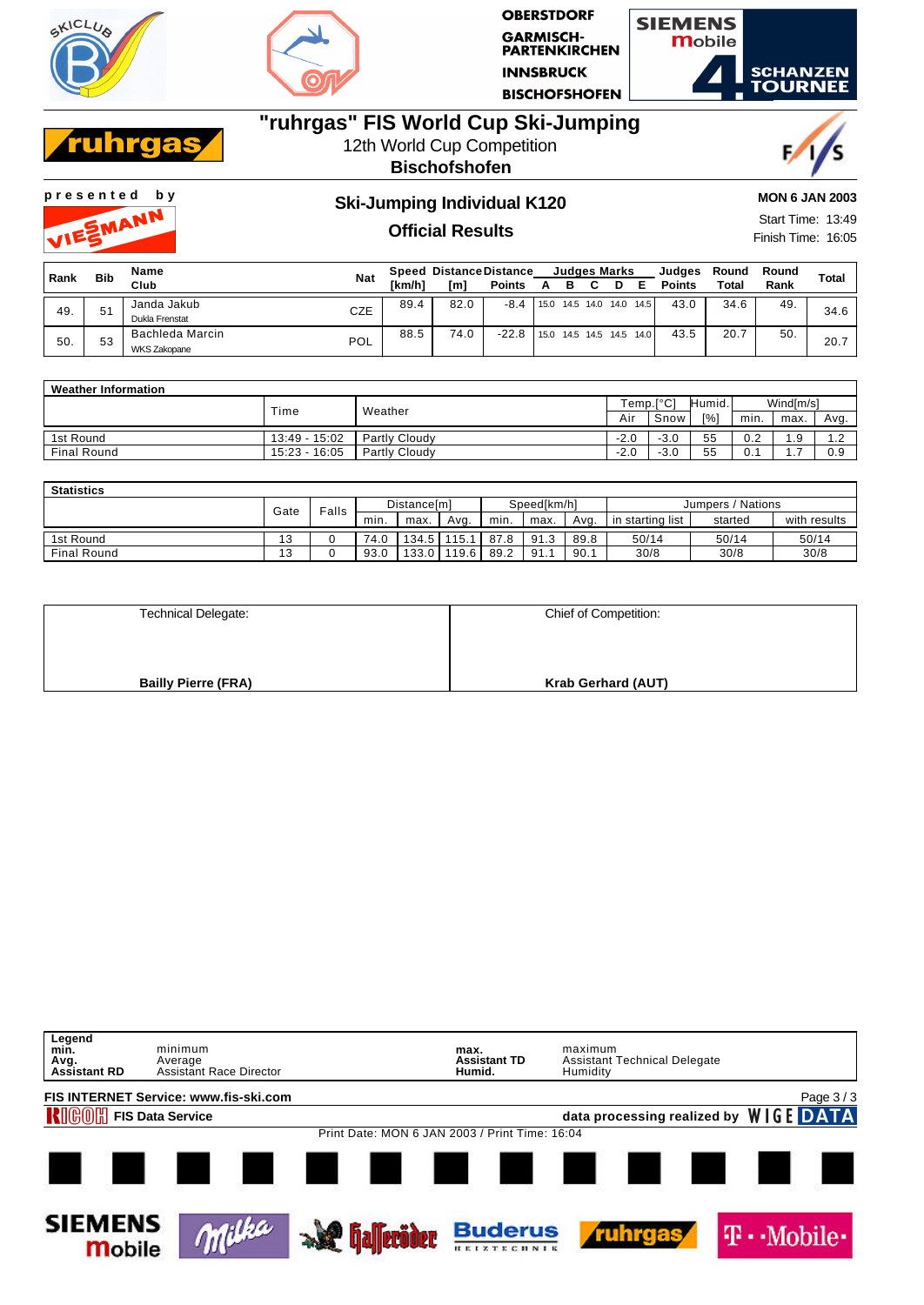# "ruhrgas" FIS World Cup Ski-Jumping

12th World Cup Competition

**Bischofshofen**

presented by

## Ski-Jumping Individual K120

## Official Results

**MON 6 JAN 2003**

Start Time: 13:49

Finish Time: 16:05

| Rank | Bib | Name / Club | Nat | Speed [km/h] | Distance [m] | Distance Points | A | B | C | D | E | Judges Points | Round Total | Round Rank | Total |
|---|---|---|---|---|---|---|---|---|---|---|---|---|---|---|---|
| 49. | 51 | Janda Jakub / Dukla Frenstat | CZE | 89.4 | 82.0 | -8.4 | 15.0 | 14.5 | 14.0 | 14.0 | 14.5 | 43.0 | 34.6 | 49. | 34.6 |
| 50. | 53 | Bachleda Marcin / WKS Zakopane | POL | 88.5 | 74.0 | -22.8 | 15.0 | 14.5 | 14.5 | 14.5 | 14.0 | 43.5 | 20.7 | 50. | 20.7 |

**Weather Information**

| | Time | Weather | Temp.[°C] Air | Temp.[°C] Snow | Humid. [%] | Wind[m/s] min. | Wind[m/s] max. | Wind[m/s] Avg. |
|---|---|---|---|---|---|---|---|---|
| 1st Round | 13:49 - 15:02 | Partly Cloudy | -2.0 | -3.0 | 55 | 0.2 | 1.9 | 1.2 |
| Final Round | 15:23 - 16:05 | Partly Cloudy | -2.0 | -3.0 | 55 | 0.1 | 1.7 | 0.9 |

**Statistics**

| | Gate | Falls | Distance[m] min. | Distance[m] max. | Distance[m] Avg. | Speed[km/h] min. | Speed[km/h] max. | Speed[km/h] Avg. | Jumpers / Nations in starting list | Jumpers / Nations started | Jumpers / Nations with results |
|---|---|---|---|---|---|---|---|---|---|---|---|
| 1st Round | 13 | 0 | 74.0 | 134.5 | 115.1 | 87.8 | 91.3 | 89.8 | 50/14 | 50/14 | 50/14 |
| Final Round | 13 | 0 | 93.0 | 133.0 | 119.6 | 89.2 | 91.1 | 90.1 | 30/8 | 30/8 | 30/8 |

| Technical Delegate: | Chief of Competition: |
|---|---|
| **Bailly Pierre (FRA)** | **Krab Gerhard (AUT)** |

**Legend**

| | | | |
|---|---|---|---|
| **min.** | minimum | **max.** | maximum |
| **Avg.** | Average | **Assistant TD** | Assistant Technical Delegate |
| **Assistant RD** | Assistant Race Director | **Humid.** | Humidity |

**FIS INTERNET Service: www.fis-ski.com**

**FIS Data Service** — data processing realized by WIGE DATA

Print Date: MON 6 JAN 2003 / Print Time: 16:04